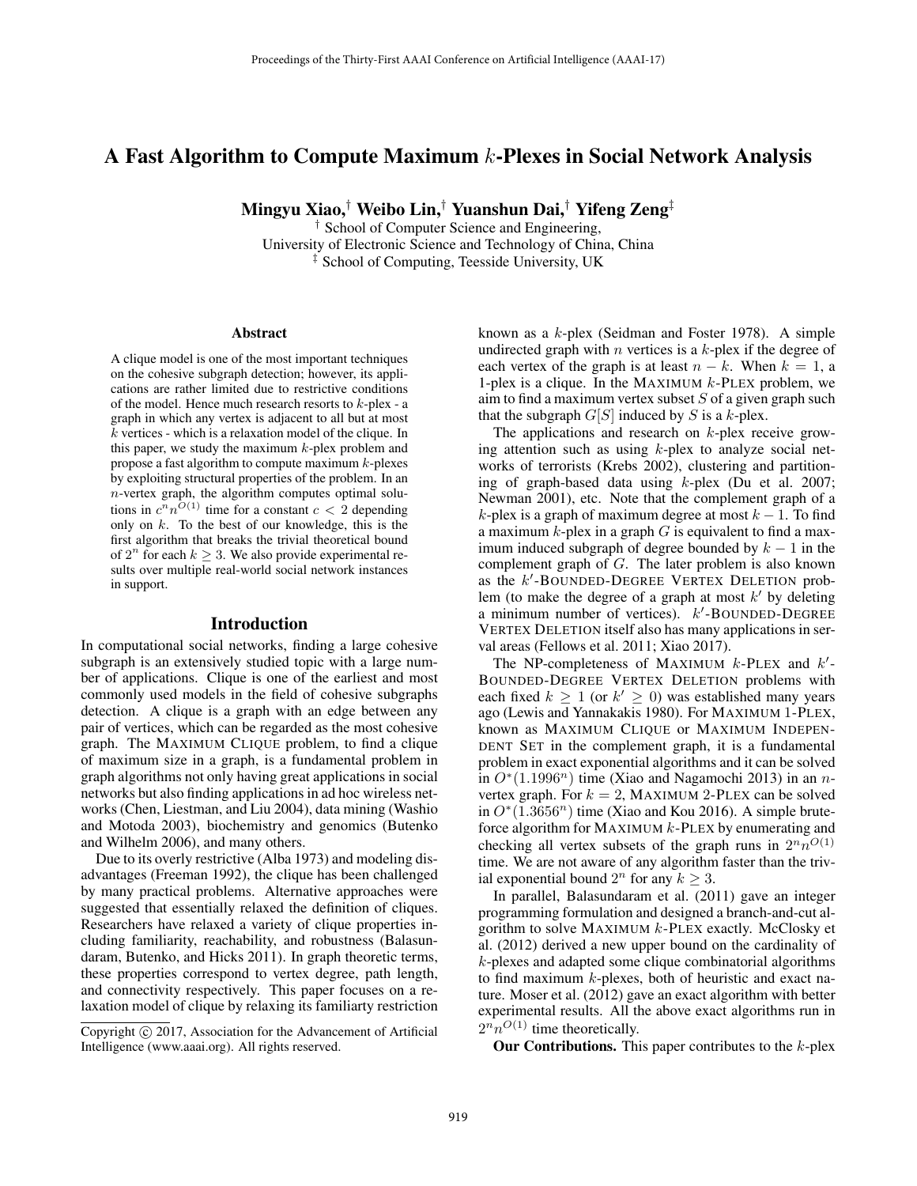# A Fast Algorithm to Compute Maximum $k$-Plexes in Social Network Analysis

**Mingyu Xiao,[†] Weibo Lin,[†] Yuanshun Dai,[†] Yifeng Zeng[‡]**

[†] School of Computer Science and Engineering,
University of Electronic Science and Technology of China, China
[‡] School of Computing, Teesside University, UK

## Abstract

A clique model is one of the most important techniques on the cohesive subgraph detection; however, its applications are rather limited due to restrictive conditions of the model. Hence much research resorts to $k$-plex - a graph in which any vertex is adjacent to all but at most $k$ vertices - which is a relaxation model of the clique. In this paper, we study the maximum $k$-plex problem and propose a fast algorithm to compute maximum $k$-plexes by exploiting structural properties of the problem. In an $n$-vertex graph, the algorithm computes optimal solutions in $c^n n^{O(1)}$ time for a constant $c < 2$ depending only on $k$. To the best of our knowledge, this is the first algorithm that breaks the trivial theoretical bound of $2^n$ for each $k \geq 3$. We also provide experimental results over multiple real-world social network instances in support.

## Introduction

In computational social networks, finding a large cohesive subgraph is an extensively studied topic with a large number of applications. Clique is one of the earliest and most commonly used models in the field of cohesive subgraphs detection. A clique is a graph with an edge between any pair of vertices, which can be regarded as the most cohesive graph. The MAXIMUM CLIQUE problem, to find a clique of maximum size in a graph, is a fundamental problem in graph algorithms not only having great applications in social networks but also finding applications in ad hoc wireless networks (Chen, Liestman, and Liu 2004), data mining (Washio and Motoda 2003), biochemistry and genomics (Butenko and Wilhelm 2006), and many others.

Due to its overly restrictive (Alba 1973) and modeling disadvantages (Freeman 1992), the clique has been challenged by many practical problems. Alternative approaches were suggested that essentially relaxed the definition of cliques. Researchers have relaxed a variety of clique properties including familiarity, reachability, and robustness (Balasundaram, Butenko, and Hicks 2011). In graph theoretic terms, these properties correspond to vertex degree, path length, and connectivity respectively. This paper focuses on a relaxation model of clique by relaxing its familiarty restriction known as a $k$-plex (Seidman and Foster 1978). A simple undirected graph with $n$ vertices is a $k$-plex if the degree of each vertex of the graph is at least $n - k$. When $k = 1$, a 1-plex is a clique. In the MAXIMUM $k$-PLEX problem, we aim to find a maximum vertex subset $S$ of a given graph such that the subgraph $G[S]$ induced by $S$ is a $k$-plex.

The applications and research on $k$-plex receive growing attention such as using $k$-plex to analyze social networks of terrorists (Krebs 2002), clustering and partitioning of graph-based data using $k$-plex (Du et al. 2007; Newman 2001), etc. Note that the complement graph of a $k$-plex is a graph of maximum degree at most $k - 1$. To find a maximum $k$-plex in a graph $G$ is equivalent to find a maximum induced subgraph of degree bounded by $k - 1$ in the complement graph of $G$. The later problem is also known as the $k'$-BOUNDED-DEGREE VERTEX DELETION problem (to make the degree of a graph at most $k'$ by deleting a minimum number of vertices). $k'$-BOUNDED-DEGREE VERTEX DELETION itself also has many applications in serval areas (Fellows et al. 2011; Xiao 2017).

The NP-completeness of MAXIMUM $k$-PLEX and $k'$-BOUNDED-DEGREE VERTEX DELETION problems with each fixed $k \geq 1$ (or $k' \geq 0$) was established many years ago (Lewis and Yannakakis 1980). For MAXIMUM 1-PLEX, known as MAXIMUM CLIQUE or MAXIMUM INDEPENDENT SET in the complement graph, it is a fundamental problem in exact exponential algorithms and it can be solved in $O^*(1.1996^n)$ time (Xiao and Nagamochi 2013) in an $n$-vertex graph. For $k = 2$, MAXIMUM 2-PLEX can be solved in $O^*(1.3656^n)$ time (Xiao and Kou 2016). A simple brute-force algorithm for MAXIMUM $k$-PLEX by enumerating and checking all vertex subsets of the graph runs in $2^n n^{O(1)}$ time. We are not aware of any algorithm faster than the trivial exponential bound $2^n$ for any $k \geq 3$.

In parallel, Balasundaram et al. (2011) gave an integer programming formulation and designed a branch-and-cut algorithm to solve MAXIMUM $k$-PLEX exactly. McClosky et al. (2012) derived a new upper bound on the cardinality of $k$-plexes and adapted some clique combinatorial algorithms to find maximum $k$-plexes, both of heuristic and exact nature. Moser et al. (2012) gave an exact algorithm with better experimental results. All the above exact algorithms run in $2^n n^{O(1)}$ time theoretically.

**Our Contributions.** This paper contributes to the $k$-plex

Copyright © 2017, Association for the Advancement of Artificial Intelligence (www.aaai.org). All rights reserved.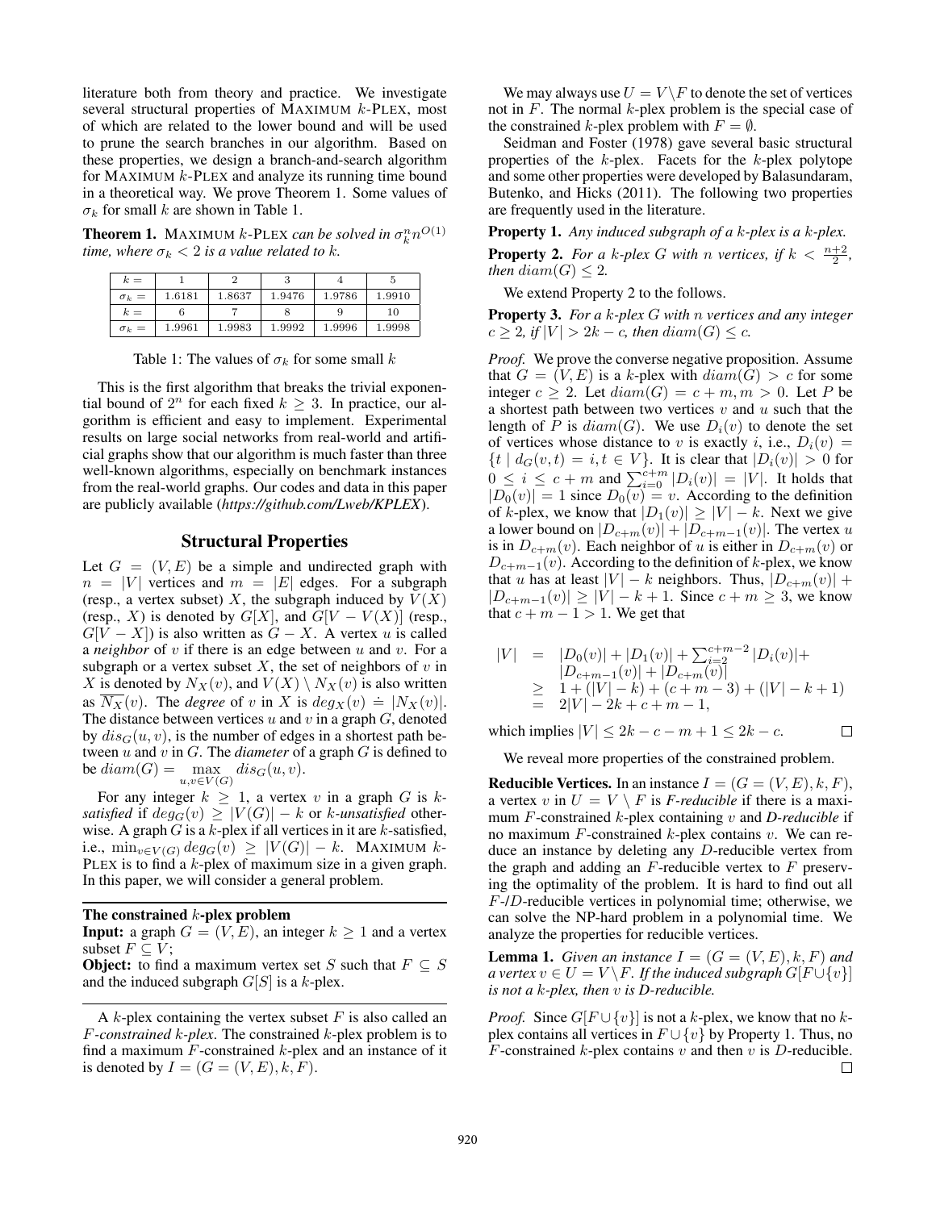literature both from theory and practice. We investigate several structural properties of MAXIMUM $k$-PLEX, most of which are related to the lower bound and will be used to prune the search branches in our algorithm. Based on these properties, we design a branch-and-search algorithm for MAXIMUM $k$-PLEX and analyze its running time bound in a theoretical way. We prove Theorem 1. Some values of $\sigma_k$ for small $k$ are shown in Table 1.

**Theorem 1.** *MAXIMUM $k$-PLEX can be solved in $\sigma_k^n n^{O(1)}$ time, where $\sigma_k < 2$ is a value related to $k$.*

| $k =$ | 1 | 2 | 3 | 4 | 5 |
|---|---|---|---|---|---|
| $\sigma_k =$ | 1.6181 | 1.8637 | 1.9476 | 1.9786 | 1.9910 |
| $k =$ | 6 | 7 | 8 | 9 | 10 |
| $\sigma_k =$ | 1.9961 | 1.9983 | 1.9992 | 1.9996 | 1.9998 |

Table 1: The values of $\sigma_k$ for some small $k$

This is the first algorithm that breaks the trivial exponential bound of $2^n$ for each fixed $k \geq 3$. In practice, our algorithm is efficient and easy to implement. Experimental results on large social networks from real-world and artificial graphs show that our algorithm is much faster than three well-known algorithms, especially on benchmark instances from the real-world graphs. Our codes and data in this paper are publicly available (*https://github.com/Lweb/KPLEX*).

## Structural Properties

Let $G = (V, E)$ be a simple and undirected graph with $n = |V|$ vertices and $m = |E|$ edges. For a subgraph (resp., a vertex subset) $X$, the subgraph induced by $V(X)$ (resp., $X$) is denoted by $G[X]$, and $G[V - V(X)]$ (resp., $G[V - X]$) is also written as $G - X$. A vertex $u$ is called a *neighbor* of $v$ if there is an edge between $u$ and $v$. For a subgraph or a vertex subset $X$, the set of neighbors of $v$ in $X$ is denoted by $N_X(v)$, and $V(X) \setminus N_X(v)$ is also written as $\overline{N_X}(v)$. The *degree* of $v$ in $X$ is $deg_X(v) \doteq |N_X(v)|$. The distance between vertices $u$ and $v$ in a graph $G$, denoted by $dis_G(u, v)$, is the number of edges in a shortest path between $u$ and $v$ in $G$. The *diameter* of a graph $G$ is defined to be $diam(G) = \max_{u,v \in V(G)} dis_G(u, v)$.

For any integer $k \geq 1$, a vertex $v$ in a graph $G$ is *$k$-satisfied* if $deg_G(v) \geq |V(G)| - k$ or *$k$-unsatisfied* otherwise. A graph $G$ is a $k$-plex if all vertices in it are $k$-satisfied, i.e., $\min_{v \in V(G)} deg_G(v) \geq |V(G)| - k$. MAXIMUM $k$-PLEX is to find a $k$-plex of maximum size in a given graph. In this paper, we will consider a general problem.

---

**The constrained $k$-plex problem**

**Input:** a graph $G = (V, E)$, an integer $k \geq 1$ and a vertex subset $F \subseteq V$;

**Object:** to find a maximum vertex set $S$ such that $F \subseteq S$ and the induced subgraph $G[S]$ is a $k$-plex.

---

A $k$-plex containing the vertex subset $F$ is also called an *$F$-constrained $k$-plex*. The constrained $k$-plex problem is to find a maximum $F$-constrained $k$-plex and an instance of it is denoted by $I = (G = (V, E), k, F)$.

We may always use $U = V \setminus F$ to denote the set of vertices not in $F$. The normal $k$-plex problem is the special case of the constrained $k$-plex problem with $F = \emptyset$.

Seidman and Foster (1978) gave several basic structural properties of the $k$-plex. Facets for the $k$-plex polytope and some other properties were developed by Balasundaram, Butenko, and Hicks (2011). The following two properties are frequently used in the literature.

**Property 1.** *Any induced subgraph of a $k$-plex is a $k$-plex.*

**Property 2.** *For a $k$-plex $G$ with $n$ vertices, if $k < \frac{n+2}{2}$, then $diam(G) \leq 2$.*

We extend Property 2 to the follows.

**Property 3.** *For a $k$-plex $G$ with $n$ vertices and any integer $c \geq 2$, if $|V| > 2k - c$, then $diam(G) \leq c$.*

*Proof.* We prove the converse negative proposition. Assume that $G = (V, E)$ is a $k$-plex with $diam(G) > c$ for some integer $c \geq 2$. Let $diam(G) = c + m, m > 0$. Let $P$ be a shortest path between two vertices $v$ and $u$ such that the length of $P$ is $diam(G)$. We use $D_i(v)$ to denote the set of vertices whose distance to $v$ is exactly $i$, i.e., $D_i(v) = \{t \mid d_G(v, t) = i, t \in V\}$. It is clear that $|D_i(v)| > 0$ for $0 \leq i \leq c + m$ and $\sum_{i=0}^{c+m} |D_i(v)| = |V|$. It holds that $|D_0(v)| = 1$ since $D_0(v) = v$. According to the definition of $k$-plex, we know that $|D_1(v)| \geq |V| - k$. Next we give a lower bound on $|D_{c+m}(v)| + |D_{c+m-1}(v)|$. The vertex $u$ is in $D_{c+m}(v)$. Each neighbor of $u$ is either in $D_{c+m}(v)$ or $D_{c+m-1}(v)$. According to the definition of $k$-plex, we know that $u$ has at least $|V| - k$ neighbors. Thus, $|D_{c+m}(v)| + |D_{c+m-1}(v)| \geq |V| - k + 1$. Since $c + m \geq 3$, we know that $c + m - 1 > 1$. We get that

$$
\begin{aligned}
|V| &= |D_0(v)| + |D_1(v)| + \textstyle\sum_{i=2}^{c+m-2} |D_i(v)| + \\
&\quad |D_{c+m-1}(v)| + |D_{c+m}(v)| \\
&\geq 1 + (|V| - k) + (c + m - 3) + (|V| - k + 1) \\
&= 2|V| - 2k + c + m - 1,
\end{aligned}
$$

which implies $|V| \leq 2k - c - m + 1 \leq 2k - c$. $\square$

We reveal more properties of the constrained problem.

**Reducible Vertices.** In an instance $I = (G = (V, E), k, F)$, a vertex $v$ in $U = V \setminus F$ is *$F$-reducible* if there is a maximum $F$-constrained $k$-plex containing $v$ and *$D$-reducible* if no maximum $F$-constrained $k$-plex contains $v$. We can reduce an instance by deleting any $D$-reducible vertex from the graph and adding an $F$-reducible vertex to $F$ preserving the optimality of the problem. It is hard to find out all $F$-/$D$-reducible vertices in polynomial time; otherwise, we can solve the NP-hard problem in a polynomial time. We analyze the properties for reducible vertices.

**Lemma 1.** *Given an instance $I = (G = (V, E), k, F)$ and a vertex $v \in U = V \setminus F$. If the induced subgraph $G[F \cup \{v\}]$ is not a $k$-plex, then $v$ is $D$-reducible.*

*Proof.* Since $G[F \cup \{v\}]$ is not a $k$-plex, we know that no $k$-plex contains all vertices in $F \cup \{v\}$ by Property 1. Thus, no $F$-constrained $k$-plex contains $v$ and then $v$ is $D$-reducible. $\square$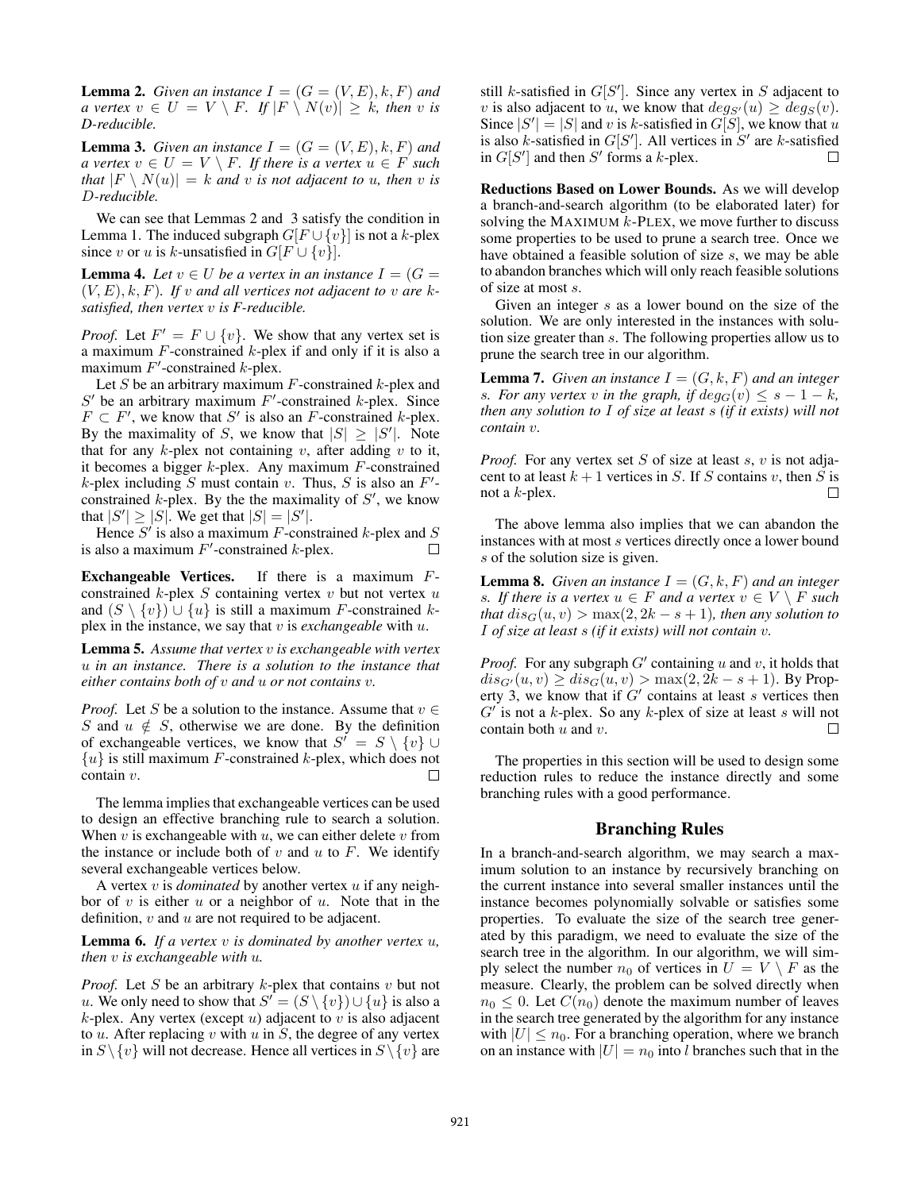**Lemma 2.** *Given an instance $I = (G = (V, E), k, F)$ and a vertex $v \in U = V \setminus F$. If $|F \setminus N(v)| \geq k$, then $v$ is D-reducible.*

**Lemma 3.** *Given an instance $I = (G = (V, E), k, F)$ and a vertex $v \in U = V \setminus F$. If there is a vertex $u \in F$ such that $|F \setminus N(u)| = k$ and $v$ is not adjacent to $u$, then $v$ is $D$-reducible.*

We can see that Lemmas 2 and 3 satisfy the condition in Lemma 1. The induced subgraph $G[F \cup \{v\}]$ is not a $k$-plex since $v$ or $u$ is $k$-unsatisfied in $G[F \cup \{v\}]$.

**Lemma 4.** *Let $v \in U$ be a vertex in an instance $I = (G = (V, E), k, F)$. If $v$ and all vertices not adjacent to $v$ are $k$-satisfied, then vertex $v$ is F-reducible.*

*Proof.* Let $F' = F \cup \{v\}$. We show that any vertex set is a maximum $F$-constrained $k$-plex if and only if it is also a maximum $F'$-constrained $k$-plex.

Let $S$ be an arbitrary maximum $F$-constrained $k$-plex and $S'$ be an arbitrary maximum $F'$-constrained $k$-plex. Since $F \subset F'$, we know that $S'$ is also an $F$-constrained $k$-plex. By the maximality of $S$, we know that $|S| \geq |S'|$. Note that for any $k$-plex not containing $v$, after adding $v$ to it, it becomes a bigger $k$-plex. Any maximum $F$-constrained $k$-plex including $S$ must contain $v$. Thus, $S$ is also an $F'$-constrained $k$-plex. By the the maximality of $S'$, we know that $|S'| \geq |S|$. We get that $|S| = |S'|$.

Hence $S'$ is also a maximum $F$-constrained $k$-plex and $S$ is also a maximum $F'$-constrained $k$-plex. □

**Exchangeable Vertices.** If there is a maximum $F$-constrained $k$-plex $S$ containing vertex $v$ but not vertex $u$ and $(S \setminus \{v\}) \cup \{u\}$ is still a maximum $F$-constrained $k$-plex in the instance, we say that $v$ is *exchangeable* with $u$.

**Lemma 5.** *Assume that vertex $v$ is exchangeable with vertex $u$ in an instance. There is a solution to the instance that either contains both of $v$ and $u$ or not contains $v$.*

*Proof.* Let $S$ be a solution to the instance. Assume that $v \in S$ and $u \notin S$, otherwise we are done. By the definition of exchangeable vertices, we know that $S' = S \setminus \{v\} \cup \{u\}$ is still maximum $F$-constrained $k$-plex, which does not contain $v$. □

The lemma implies that exchangeable vertices can be used to design an effective branching rule to search a solution. When $v$ is exchangeable with $u$, we can either delete $v$ from the instance or include both of $v$ and $u$ to $F$. We identify several exchangeable vertices below.

A vertex $v$ is *dominated* by another vertex $u$ if any neighbor of $v$ is either $u$ or a neighbor of $u$. Note that in the definition, $v$ and $u$ are not required to be adjacent.

**Lemma 6.** *If a vertex $v$ is dominated by another vertex $u$, then $v$ is exchangeable with $u$.*

*Proof.* Let $S$ be an arbitrary $k$-plex that contains $v$ but not $u$. We only need to show that $S' = (S \setminus \{v\}) \cup \{u\}$ is also a $k$-plex. Any vertex (except $u$) adjacent to $v$ is also adjacent to $u$. After replacing $v$ with $u$ in $S$, the degree of any vertex in $S \setminus \{v\}$ will not decrease. Hence all vertices in $S \setminus \{v\}$ are still $k$-satisfied in $G[S']$. Since any vertex in $S$ adjacent to $v$ is also adjacent to $u$, we know that $deg_{S'}(u) \geq deg_S(v)$. Since $|S'| = |S|$ and $v$ is $k$-satisfied in $G[S]$, we know that $u$ is also $k$-satisfied in $G[S']$. All vertices in $S'$ are $k$-satisfied in $G[S']$ and then $S'$ forms a $k$-plex. □

**Reductions Based on Lower Bounds.** As we will develop a branch-and-search algorithm (to be elaborated later) for solving the MAXIMUM $k$-PLEX, we move further to discuss some properties to be used to prune a search tree. Once we have obtained a feasible solution of size $s$, we may be able to abandon branches which will only reach feasible solutions of size at most $s$.

Given an integer $s$ as a lower bound on the size of the solution. We are only interested in the instances with solution size greater than $s$. The following properties allow us to prune the search tree in our algorithm.

**Lemma 7.** *Given an instance $I = (G, k, F)$ and an integer $s$. For any vertex $v$ in the graph, if $deg_G(v) \leq s - 1 - k$, then any solution to $I$ of size at least $s$ (if it exists) will not contain $v$.*

*Proof.* For any vertex set $S$ of size at least $s$, $v$ is not adjacent to at least $k + 1$ vertices in $S$. If $S$ contains $v$, then $S$ is not a $k$-plex. □

The above lemma also implies that we can abandon the instances with at most $s$ vertices directly once a lower bound $s$ of the solution size is given.

**Lemma 8.** *Given an instance $I = (G, k, F)$ and an integer $s$. If there is a vertex $u \in F$ and a vertex $v \in V \setminus F$ such that $dis_G(u, v) > \max(2, 2k - s + 1)$, then any solution to $I$ of size at least $s$ (if it exists) will not contain $v$.*

*Proof.* For any subgraph $G'$ containing $u$ and $v$, it holds that $dis_{G'}(u, v) \geq dis_G(u, v) > \max(2, 2k - s + 1)$. By Property 3, we know that if $G'$ contains at least $s$ vertices then $G'$ is not a $k$-plex. So any $k$-plex of size at least $s$ will not contain both $u$ and $v$. □

The properties in this section will be used to design some reduction rules to reduce the instance directly and some branching rules with a good performance.

## Branching Rules

In a branch-and-search algorithm, we may search a maximum solution to an instance by recursively branching on the current instance into several smaller instances until the instance becomes polynomially solvable or satisfies some properties. To evaluate the size of the search tree generated by this paradigm, we need to evaluate the size of the search tree in the algorithm. In our algorithm, we will simply select the number $n_0$ of vertices in $U = V \setminus F$ as the measure. Clearly, the problem can be solved directly when $n_0 \leq 0$. Let $C(n_0)$ denote the maximum number of leaves in the search tree generated by the algorithm for any instance with $|U| \leq n_0$. For a branching operation, where we branch on an instance with $|U| = n_0$ into $l$ branches such that in the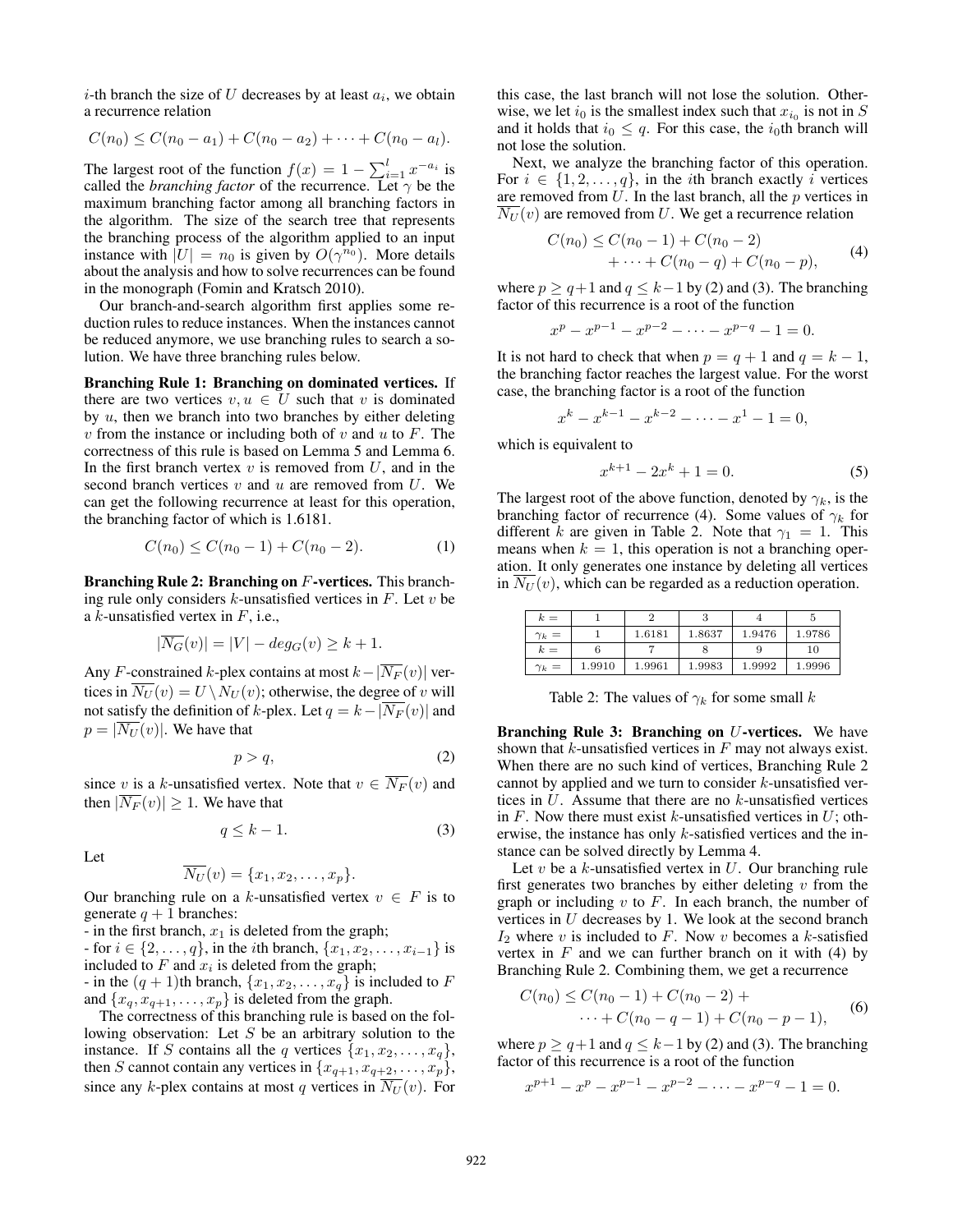$i$-th branch the size of $U$ decreases by at least $a_i$, we obtain a recurrence relation

$$C(n_0) \leq C(n_0 - a_1) + C(n_0 - a_2) + \cdots + C(n_0 - a_l).$$

The largest root of the function $f(x) = 1 - \sum_{i=1}^{l} x^{-a_i}$ is called the *branching factor* of the recurrence. Let $\gamma$ be the maximum branching factor among all branching factors in the algorithm. The size of the search tree that represents the branching process of the algorithm applied to an input instance with $|U| = n_0$ is given by $O(\gamma^{n_0})$. More details about the analysis and how to solve recurrences can be found in the monograph (Fomin and Kratsch 2010).

Our branch-and-search algorithm first applies some reduction rules to reduce instances. When the instances cannot be reduced anymore, we use branching rules to search a solution. We have three branching rules below.

**Branching Rule 1: Branching on dominated vertices.** If there are two vertices $v, u \in U$ such that $v$ is dominated by $u$, then we branch into two branches by either deleting $v$ from the instance or including both of $v$ and $u$ to $F$. The correctness of this rule is based on Lemma 5 and Lemma 6. In the first branch vertex $v$ is removed from $U$, and in the second branch vertices $v$ and $u$ are removed from $U$. We can get the following recurrence at least for this operation, the branching factor of which is 1.6181.

$$C(n_0) \leq C(n_0 - 1) + C(n_0 - 2). \tag{1}$$

**Branching Rule 2: Branching on $F$-vertices.** This branching rule only considers $k$-unsatisfied vertices in $F$. Let $v$ be a $k$-unsatisfied vertex in $F$, i.e.,

$$|\overline{N_G}(v)| = |V| - deg_G(v) \geq k + 1.$$

Any $F$-constrained $k$-plex contains at most $k - |\overline{N_F}(v)|$ vertices in $\overline{N_U}(v) = U \setminus N_U(v)$; otherwise, the degree of $v$ will not satisfy the definition of $k$-plex. Let $q = k - |\overline{N_F}(v)|$ and $p = |\overline{N_U}(v)|$. We have that

$$p > q, \tag{2}$$

since $v$ is a $k$-unsatisfied vertex. Note that $v \in \overline{N_F}(v)$ and then $|\overline{N_F}(v)| \geq 1$. We have that

$$q \leq k - 1. \tag{3}$$

Let

$$\overline{N_U}(v) = \{x_1, x_2, \ldots, x_p\}.$$

Our branching rule on a $k$-unsatisfied vertex $v \in F$ is to generate $q + 1$ branches:

- in the first branch, $x_1$ is deleted from the graph;
- for $i \in \{2, \ldots, q\}$, in the $i$th branch, $\{x_1, x_2, \ldots, x_{i-1}\}$ is included to $F$ and $x_i$ is deleted from the graph;
- in the $(q + 1)$th branch, $\{x_1, x_2, \ldots, x_q\}$ is included to $F$ and $\{x_q, x_{q+1}, \ldots, x_p\}$ is deleted from the graph.

The correctness of this branching rule is based on the following observation: Let $S$ be an arbitrary solution to the instance. If $S$ contains all the $q$ vertices $\{x_1, x_2, \ldots, x_q\}$, then $S$ cannot contain any vertices in $\{x_{q+1}, x_{q+2}, \ldots, x_p\}$, since any $k$-plex contains at most $q$ vertices in $\overline{N_U}(v)$. For this case, the last branch will not lose the solution. Otherwise, we let $i_0$ is the smallest index such that $x_{i_0}$ is not in $S$ and it holds that $i_0 \leq q$. For this case, the $i_0$th branch will not lose the solution.

Next, we analyze the branching factor of this operation. For $i \in \{1, 2, \ldots, q\}$, in the $i$th branch exactly $i$ vertices are removed from $U$. In the last branch, all the $p$ vertices in $\overline{N_U}(v)$ are removed from $U$. We get a recurrence relation

$$C(n_0) \leq C(n_0 - 1) + C(n_0 - 2) + \cdots + C(n_0 - q) + C(n_0 - p), \tag{4}$$

where $p \geq q+1$ and $q \leq k-1$ by (2) and (3). The branching factor of this recurrence is a root of the function

$$x^p - x^{p-1} - x^{p-2} - \cdots - x^{p-q} - 1 = 0.$$

It is not hard to check that when $p = q + 1$ and $q = k - 1$, the branching factor reaches the largest value. For the worst case, the branching factor is a root of the function

$$x^k - x^{k-1} - x^{k-2} - \cdots - x^1 - 1 = 0,$$

which is equivalent to

$$x^{k+1} - 2x^k + 1 = 0. \tag{5}$$

The largest root of the above function, denoted by $\gamma_k$, is the branching factor of recurrence (4). Some values of $\gamma_k$ for different $k$ are given in Table 2. Note that $\gamma_1 = 1$. This means when $k = 1$, this operation is not a branching operation. It only generates one instance by deleting all vertices in $\overline{N_U}(v)$, which can be regarded as a reduction operation.

| $k =$ | 1 | 2 | 3 | 4 | 5 |
|---|---|---|---|---|---|
| $\gamma_k =$ | 1 | 1.6181 | 1.8637 | 1.9476 | 1.9786 |
| $k =$ | 6 | 7 | 8 | 9 | 10 |
| $\gamma_k =$ | 1.9910 | 1.9961 | 1.9983 | 1.9992 | 1.9996 |

Table 2: The values of $\gamma_k$ for some small $k$

**Branching Rule 3: Branching on $U$-vertices.** We have shown that $k$-unsatisfied vertices in $F$ may not always exist. When there are no such kind of vertices, Branching Rule 2 cannot by applied and we turn to consider $k$-unsatisfied vertices in $U$. Assume that there are no $k$-unsatisfied vertices in $F$. Now there must exist $k$-unsatisfied vertices in $U$; otherwise, the instance has only $k$-satisfied vertices and the instance can be solved directly by Lemma 4.

Let $v$ be a $k$-unsatisfied vertex in $U$. Our branching rule first generates two branches by either deleting $v$ from the graph or including $v$ to $F$. In each branch, the number of vertices in $U$ decreases by 1. We look at the second branch $I_2$ where $v$ is included to $F$. Now $v$ becomes a $k$-satisfied vertex in $F$ and we can further branch on it with (4) by Branching Rule 2. Combining them, we get a recurrence

$$C(n_0) \leq C(n_0 - 1) + C(n_0 - 2) + \cdots + C(n_0 - q - 1) + C(n_0 - p - 1), \tag{6}$$

where $p \geq q+1$ and $q \leq k-1$ by (2) and (3). The branching factor of this recurrence is a root of the function

$$x^{p+1} - x^p - x^{p-1} - x^{p-2} - \cdots - x^{p-q} - 1 = 0.$$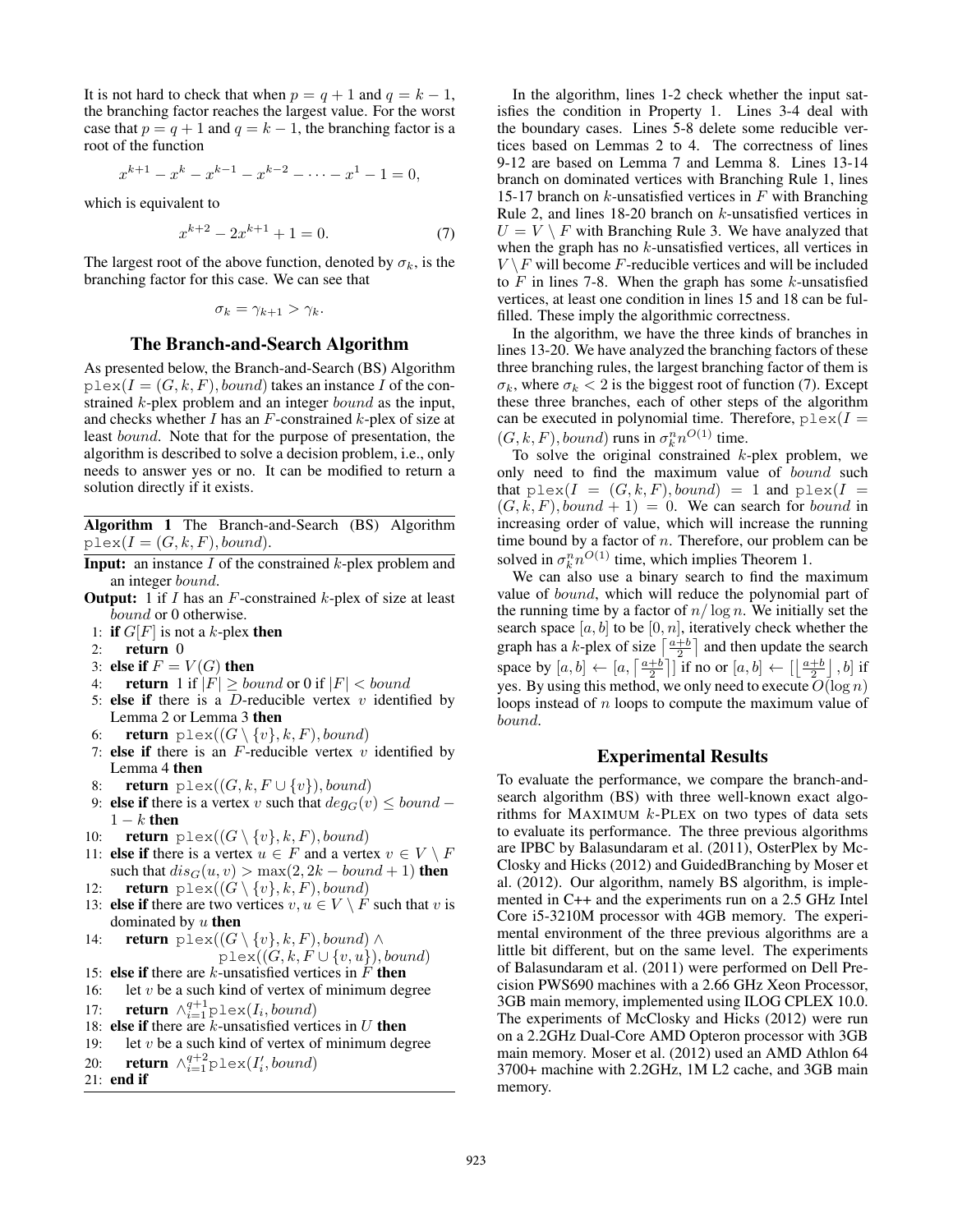It is not hard to check that when $p = q + 1$ and $q = k - 1$, the branching factor reaches the largest value. For the worst case that $p = q + 1$ and $q = k - 1$, the branching factor is a root of the function

$$x^{k+1} - x^k - x^{k-1} - x^{k-2} - \cdots - x^1 - 1 = 0,$$

which is equivalent to

$$x^{k+2} - 2x^{k+1} + 1 = 0. \quad (7)$$

The largest root of the above function, denoted by $\sigma_k$, is the branching factor for this case. We can see that

$$\sigma_k = \gamma_{k+1} > \gamma_k.$$

## The Branch-and-Search Algorithm

As presented below, the Branch-and-Search (BS) Algorithm $\texttt{plex}(I = (G, k, F), bound)$ takes an instance $I$ of the constrained $k$-plex problem and an integer $bound$ as the input, and checks whether $I$ has an $F$-constrained $k$-plex of size at least $bound$. Note that for the purpose of presentation, the algorithm is described to solve a decision problem, i.e., only needs to answer yes or no. It can be modified to return a solution directly if it exists.

---

**Algorithm 1** The Branch-and-Search (BS) Algorithm $\texttt{plex}(I = (G, k, F), bound)$.

---

**Input:** an instance $I$ of the constrained $k$-plex problem and an integer $bound$.

**Output:** 1 if $I$ has an $F$-constrained $k$-plex of size at least $bound$ or 0 otherwise.

1: **if** $G[F]$ is not a $k$-plex **then**
2: &nbsp;&nbsp;&nbsp;&nbsp;**return** 0
3: **else if** $F = V(G)$ **then**
4: &nbsp;&nbsp;&nbsp;&nbsp;**return** 1 if $|F| \geq bound$ or 0 if $|F| < bound$
5: **else if** there is a $D$-reducible vertex $v$ identified by Lemma 2 or Lemma 3 **then**
6: &nbsp;&nbsp;&nbsp;&nbsp;**return** $\texttt{plex}((G \setminus \{v\}, k, F), bound)$
7: **else if** there is an $F$-reducible vertex $v$ identified by Lemma 4 **then**
8: &nbsp;&nbsp;&nbsp;&nbsp;**return** $\texttt{plex}((G, k, F \cup \{v\}), bound)$
9: **else if** there is a vertex $v$ such that $deg_G(v) \leq bound - 1 - k$ **then**
10: &nbsp;&nbsp;&nbsp;&nbsp;**return** $\texttt{plex}((G \setminus \{v\}, k, F), bound)$
11: **else if** there is a vertex $u \in F$ and a vertex $v \in V \setminus F$ such that $dis_G(u, v) > \max(2, 2k - bound + 1)$ **then**
12: &nbsp;&nbsp;&nbsp;&nbsp;**return** $\texttt{plex}((G \setminus \{v\}, k, F), bound)$
13: **else if** there are two vertices $v, u \in V \setminus F$ such that $v$ is dominated by $u$ **then**
14: &nbsp;&nbsp;&nbsp;&nbsp;**return** $\texttt{plex}((G \setminus \{v\}, k, F), bound) \wedge \texttt{plex}((G, k, F \cup \{v, u\}), bound)$
15: **else if** there are $k$-unsatisfied vertices in $F$ **then**
16: &nbsp;&nbsp;&nbsp;&nbsp;let $v$ be a such kind of vertex of minimum degree
17: &nbsp;&nbsp;&nbsp;&nbsp;**return** $\wedge_{i=1}^{q+1} \texttt{plex}(I_i, bound)$
18: **else if** there are $k$-unsatisfied vertices in $U$ **then**
19: &nbsp;&nbsp;&nbsp;&nbsp;let $v$ be a such kind of vertex of minimum degree
20: &nbsp;&nbsp;&nbsp;&nbsp;**return** $\wedge_{i=1}^{q+2} \texttt{plex}(I'_i, bound)$
21: **end if**

---

In the algorithm, lines 1-2 check whether the input satisfies the condition in Property 1. Lines 3-4 deal with the boundary cases. Lines 5-8 delete some reducible vertices based on Lemmas 2 to 4. The correctness of lines 9-12 are based on Lemma 7 and Lemma 8. Lines 13-14 branch on dominated vertices with Branching Rule 1, lines 15-17 branch on $k$-unsatisfied vertices in $F$ with Branching Rule 2, and lines 18-20 branch on $k$-unsatisfied vertices in $U = V \setminus F$ with Branching Rule 3. We have analyzed that when the graph has no $k$-unsatisfied vertices, all vertices in $V \setminus F$ will become $F$-reducible vertices and will be included to $F$ in lines 7-8. When the graph has some $k$-unsatisfied vertices, at least one condition in lines 15 and 18 can be fulfilled. These imply the algorithmic correctness.

In the algorithm, we have the three kinds of branches in lines 13-20. We have analyzed the branching factors of these three branching rules, the largest branching factor of them is $\sigma_k$, where $\sigma_k < 2$ is the biggest root of function (7). Except these three branches, each of other steps of the algorithm can be executed in polynomial time. Therefore, $\texttt{plex}(I = (G, k, F), bound)$ runs in $\sigma_k^n n^{O(1)}$ time.

To solve the original constrained $k$-plex problem, we only need to find the maximum value of $bound$ such that $\texttt{plex}(I = (G, k, F), bound) = 1$ and $\texttt{plex}(I = (G, k, F), bound + 1) = 0$. We can search for $bound$ in increasing order of value, which will increase the running time bound by a factor of $n$. Therefore, our problem can be solved in $\sigma_k^n n^{O(1)}$ time, which implies Theorem 1.

We can also use a binary search to find the maximum value of $bound$, which will reduce the polynomial part of the running time by a factor of $n/\log n$. We initially set the search space $[a, b]$ to be $[0, n]$, iteratively check whether the graph has a $k$-plex of size $\lceil \frac{a+b}{2} \rceil$ and then update the search space by $[a, b] \leftarrow [a, \lceil \frac{a+b}{2} \rceil]$ if no or $[a, b] \leftarrow [\lfloor \frac{a+b}{2} \rfloor, b]$ if yes. By using this method, we only need to execute $O(\log n)$ loops instead of $n$ loops to compute the maximum value of $bound$.

## Experimental Results

To evaluate the performance, we compare the branch-and-search algorithm (BS) with three well-known exact algorithms for MAXIMUM $k$-PLEX on two types of data sets to evaluate its performance. The three previous algorithms are IPBC by Balasundaram et al. (2011), OsterPlex by McClosky and Hicks (2012) and GuidedBranching by Moser et al. (2012). Our algorithm, namely BS algorithm, is implemented in C++ and the experiments run on a 2.5 GHz Intel Core i5-3210M processor with 4GB memory. The experimental environment of the three previous algorithms are a little bit different, but on the same level. The experiments of Balasundaram et al. (2011) were performed on Dell Precision PWS690 machines with a 2.66 GHz Xeon Processor, 3GB main memory, implemented using ILOG CPLEX 10.0. The experiments of McClosky and Hicks (2012) were run on a 2.2GHz Dual-Core AMD Opteron processor with 3GB main memory. Moser et al. (2012) used an AMD Athlon 64 3700+ machine with 2.2GHz, 1M L2 cache, and 3GB main memory.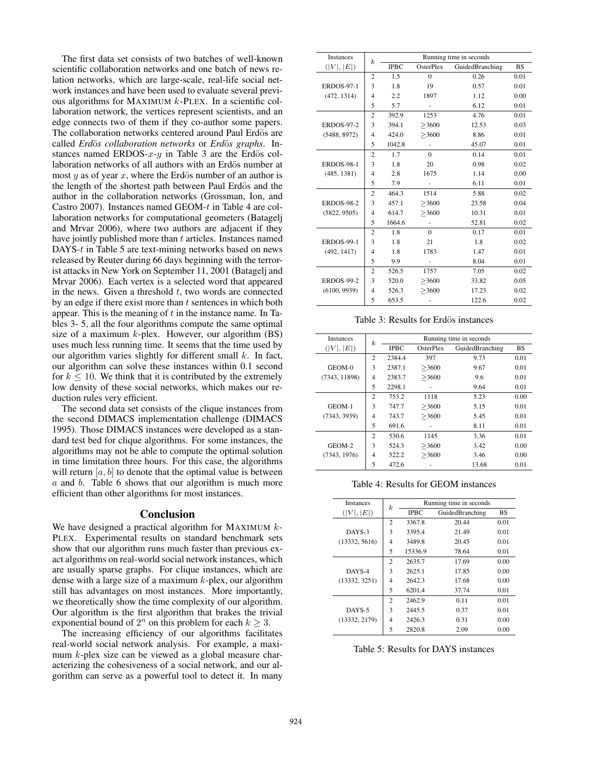The first data set consists of two batches of well-known scientific collaboration networks and one batch of news relation networks, which are large-scale, real-life social network instances and have been used to evaluate several previous algorithms for MAXIMUM $k$-PLEX. In a scientific collaboration network, the vertices represent scientists, and an edge connects two of them if they co-author some papers. The collaboration networks centered around Paul Erdös are called *Erdös collaboration networks* or *Erdös graphs*. Instances named ERDOS-$x$-$y$ in Table 3 are the Erdös collaboration networks of all authors with an Erdös number at most $y$ as of year $x$, where the Erdös number of an author is the length of the shortest path between Paul Erdös and the author in the collaboration networks (Grossman, Ion, and Castro 2007). Instances named GEOM-$t$ in Table 4 are collaboration networks for computational geometers (Batagelj and Mrvar 2006), where two authors are adjacent if they have jointly published more than $t$ articles. Instances named DAYS-$t$ in Table 5 are text-mining networks based on news released by Reuter during 66 days beginning with the terrorist attacks in New York on September 11, 2001 (Batagelj and Mrvar 2006). Each vertex is a selected word that appeared in the news. Given a threshold $t$, two words are connected by an edge if there exist more than $t$ sentences in which both appear. This is the meaning of $t$ in the instance name. In Tables 3- 5, all the four algorithms compute the same optimal size of a maximum $k$-plex. However, our algorithm (BS) uses much less running time. It seems that the time used by our algorithm varies slightly for different small $k$. In fact, our algorithm can solve these instances within 0.1 second for $k \leq 10$. We think that it is contributed by the extremely low density of these social networks, which makes our reduction rules very efficient.

The second data set consists of the clique instances from the second DIMACS implementation challenge (DIMACS 1995). Those DIMACS instances were developed as a standard test bed for clique algorithms. For some instances, the algorithms may not be able to compute the optimal solution in time limitation three hours. For this case, the algorithms will return $[a, b]$ to denote that the optimal value is between $a$ and $b$. Table 6 shows that our algorithm is much more efficient than other algorithms for most instances.

## Conclusion

We have designed a practical algorithm for MAXIMUM $k$-PLEX. Experimental results on standard benchmark sets show that our algorithm runs much faster than previous exact algorithms on real-world social network instances, which are usually sparse graphs. For clique instances, which are dense with a large size of a maximum $k$-plex, our algorithm still has advantages on most instances. More importantly, we theoretically show the time complexity of our algorithm. Our algorithm is the first algorithm that brakes the trivial exponential bound of $2^n$ on this problem for each $k \geq 3$.

The increasing efficiency of our algorithms facilitates real-world social network analysis. For example, a maximum $k$-plex size can be viewed as a global measure characterizing the cohesiveness of a social network, and our algorithm can serve as a powerful tool to detect it. In many

| Instances $(\lvert V\rvert, \lvert E\rvert)$ | $k$ | Running time in seconds | | | |
|---|---|---|---|---|---|
| | | IPBC | OsterPlex | GuidedBranching | BS |
| ERDOS-97-1 (472, 1314) | 2 | 1.5 | 0 | 0.26 | 0.01 |
| | 3 | 1.8 | 19 | 0.57 | 0.01 |
| | 4 | 2.2 | 1897 | 1.12 | 0.00 |
| | 5 | 5.7 | - | 6.12 | 0.01 |
| ERDOS-97-2 (5488, 8972) | 2 | 392.9 | 1253 | 4.76 | 0.01 |
| | 3 | 394.1 | $\geq$3600 | 12.53 | 0.03 |
| | 4 | 424.0 | $\geq$3600 | 8.86 | 0.01 |
| | 5 | 1042.8 | - | 45.07 | 0.01 |
| ERDOS-98-1 (485, 1381) | 2 | 1.7 | 0 | 0.14 | 0.01 |
| | 3 | 1.8 | 20 | 0.98 | 0.02 |
| | 4 | 2.8 | 1675 | 1.14 | 0.00 |
| | 5 | 7.9 | - | 6.11 | 0.01 |
| ERDOS-98-2 (5822, 9505) | 2 | 464.3 | 1514 | 5.88 | 0.02 |
| | 3 | 457.1 | $\geq$3600 | 23.58 | 0.04 |
| | 4 | 614.7 | $\geq$3600 | 10.31 | 0.01 |
| | 5 | 1664.6 | - | 52.81 | 0.02 |
| ERDOS-99-1 (492, 1417) | 2 | 1.8 | 0 | 0.17 | 0.01 |
| | 3 | 1.8 | 21 | 1.8 | 0.02 |
| | 4 | 1.8 | 1783 | 1.47 | 0.01 |
| | 5 | 9.9 | - | 8.04 | 0.01 |
| ERDOS-99-2 (6100, 9939) | 2 | 526.5 | 1757 | 7.05 | 0.02 |
| | 3 | 520.0 | $\geq$3600 | 33.82 | 0.05 |
| | 4 | 526.3 | $\geq$3600 | 17.23 | 0.02 |
| | 5 | 653.5 | - | 122.6 | 0.02 |

Table 3: Results for Erdös instances

| Instances $(\lvert V\rvert, \lvert E\rvert)$ | $k$ | Running time in seconds | | | |
|---|---|---|---|---|---|
| | | IPBC | OsterPlex | GuidedBranching | BS |
| GEOM-0 (7343, 11898) | 2 | 2384.4 | 397 | 9.73 | 0.01 |
| | 3 | 2387.1 | $\geq$3600 | 9.67 | 0.01 |
| | 4 | 2383.7 | $\geq$3600 | 9.6 | 0.01 |
| | 5 | 2298.1 | - | 9.64 | 0.01 |
| GEOM-1 (7343, 3939) | 2 | 753.2 | 1118 | 5.23 | 0.00 |
| | 3 | 747.7 | $\geq$3600 | 5.15 | 0.01 |
| | 4 | 743.7 | $\geq$3600 | 5.45 | 0.01 |
| | 5 | 691.6 | - | 8.11 | 0.01 |
| GEOM-2 (7343, 1976) | 2 | 530.6 | 1145 | 3.36 | 0.01 |
| | 3 | 524.3 | $\geq$3600 | 3.42 | 0.00 |
| | 4 | 522.2 | $\geq$3600 | 3.46 | 0.00 |
| | 5 | 472.6 | - | 13.68 | 0.01 |

Table 4: Results for GEOM instances

| Instances $(\lvert V\rvert, \lvert E\rvert)$ | $k$ | Running time in seconds | | |
|---|---|---|---|---|
| | | IPBC | GuidedBranching | BS |
| DAYS-3 (13332, 5616) | 2 | 3367.8 | 20.44 | 0.01 |
| | 3 | 3395.4 | 21.49 | 0.01 |
| | 4 | 3489.8 | 20.45 | 0.01 |
| | 5 | 15336.9 | 78.64 | 0.01 |
| DAYS-4 (13332, 3251) | 2 | 2635.7 | 17.69 | 0.00 |
| | 3 | 2625.1 | 17.85 | 0.00 |
| | 4 | 2642.3 | 17.68 | 0.00 |
| | 5 | 6201.4 | 37.74 | 0.01 |
| DAYS-5 (13332, 2179) | 2 | 2462.9 | 0.11 | 0.01 |
| | 3 | 2445.5 | 0.37 | 0.01 |
| | 4 | 2426.3 | 0.31 | 0.00 |
| | 5 | 2820.8 | 2.09 | 0.00 |

Table 5: Results for DAYS instances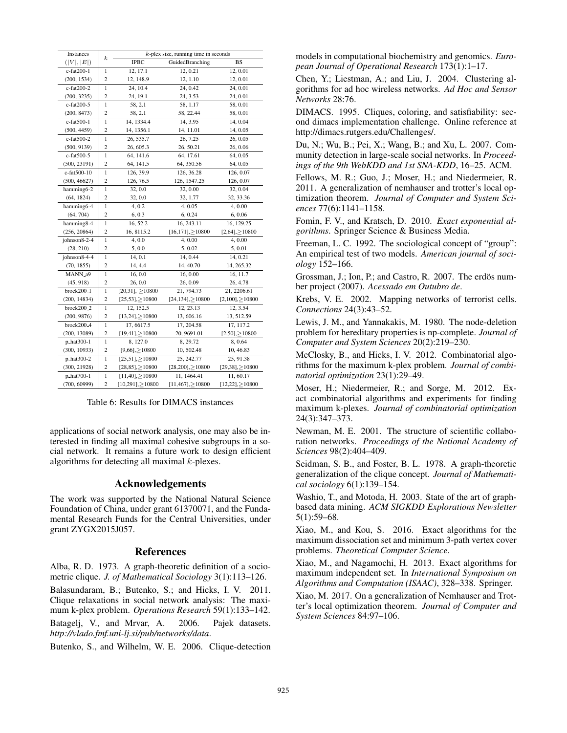| Instances ($\|V\|, \|E\|$) | $k$ | $k$-plex size, running time in seconds | | |
|---|---|---|---|---|
| | | IPBC | GuidedBranching | BS |
| c-fat200-1 | 1 | 12, 17.1 | 12, 0.21 | 12, 0.01 |
| (200, 1534) | 2 | 12, 148.9 | 12, 1.10 | 12, 0.01 |
| c-fat200-2 | 1 | 24, 10.4 | 24, 0.42 | 24, 0.01 |
| (200, 3235) | 2 | 24, 19.1 | 24, 3.53 | 24, 0.01 |
| c-fat200-5 | 1 | 58, 2.1 | 58, 1.17 | 58, 0.01 |
| (200, 8473) | 2 | 58, 2.1 | 58, 22.44 | 58, 0.01 |
| c-fat500-1 | 1 | 14, 1334.4 | 14, 3.95 | 14, 0.04 |
| (500, 4459) | 2 | 14, 1356.1 | 14, 11.01 | 14, 0.05 |
| c-fat500-2 | 1 | 26, 535.7 | 26, 7.25 | 26, 0.05 |
| (500, 9139) | 2 | 26, 605.3 | 26, 50.21 | 26, 0.06 |
| c-fat500-5 | 1 | 64, 141.6 | 64, 17.61 | 64, 0.05 |
| (500, 23191) | 2 | 64, 141.5 | 64, 350.56 | 64, 0.05 |
| c-fat500-10 | 1 | 126, 39.9 | 126, 36.28 | 126, 0.07 |
| (500, 46627) | 2 | 126, 76.5 | 126, 1547.25 | 126, 0.07 |
| hamming6-2 | 1 | 32, 0.0 | 32, 0.00 | 32, 0.04 |
| (64, 1824) | 2 | 32, 0.0 | 32, 1.77 | 32, 33.36 |
| hamming6-4 | 1 | 4, 0.2 | 4, 0.05 | 4, 0.00 |
| (64, 704) | 2 | 6, 0.3 | 6, 0.24 | 6, 0.06 |
| hamming8-4 | 1 | 16, 52.2 | 16, 243.11 | 16, 129.25 |
| (256, 20864) | 2 | 16, 8115.2 | [16,171], $\geq$10800 | [2,64], $\geq$10800 |
| johnson8-2-4 | 1 | 4, 0.0 | 4, 0.00 | 4, 0.00 |
| (28, 210) | 2 | 5, 0.0 | 5, 0.02 | 5, 0.01 |
| johnson8-4-4 | 1 | 14, 0.1 | 14, 0.44 | 14, 0.21 |
| (70, 1855) | 2 | 14, 4.4 | 14, 40.70 | 14, 265.32 |
| MANN_a9 | 1 | 16, 0.0 | 16, 0.00 | 16, 11.7 |
| (45, 918) | 2 | 26, 0.0 | 26, 0.09 | 26, 4.78 |
| brock200_1 | 1 | [20,31], $\geq$10800 | 21, 794.73 | 21, 2206.61 |
| (200, 14834) | 2 | [25,53], $\geq$10800 | [24,134], $\geq$10800 | [2,100], $\geq$10800 |
| brock200_2 | 1 | 12, 152.5 | 12, 23.13 | 12, 3.54 |
| (200, 9876) | 2 | [13,24], $\geq$10800 | 13, 606.16 | 13, 512.59 |
| brock200_4 | 1 | 17, 6617.5 | 17, 204.58 | 17, 117.2 |
| (200, 13089) | 2 | [19,41], $\geq$10800 | 20, 9691.01 | [2,50], $\geq$10800 |
| p_hat300-1 | 1 | 8, 127.0 | 8, 29.72 | 8, 0.64 |
| (300, 10933) | 2 | [9,66], $\geq$10800 | 10, 502.48 | 10, 46.83 |
| p_hat300-2 | 1 | [25,51], $\geq$10800 | 25, 242.77 | 25, 91.38 |
| (300, 21928) | 2 | [28,85], $\geq$10800 | [28,200], $\geq$10800 | [29,38], $\geq$10800 |
| p_hat700-1 | 1 | [11,40], $\geq$10800 | 11, 1464.41 | 11, 60.17 |
| (700, 60999) | 2 | [10,291], $\geq$10800 | [11,467], $\geq$10800 | [12,22], $\geq$10800 |

Table 6: Results for DIMACS instances

applications of social network analysis, one may also be interested in finding all maximal cohesive subgroups in a social network. It remains a future work to design efficient algorithms for detecting all maximal $k$-plexes.

## Acknowledgements

The work was supported by the National Natural Science Foundation of China, under grant 61370071, and the Fundamental Research Funds for the Central Universities, under grant ZYGX2015J057.

## References

Alba, R. D. 1973. A graph-theoretic definition of a sociometric clique. *J. of Mathematical Sociology* 3(1):113–126.

Balasundaram, B.; Butenko, S.; and Hicks, I. V. 2011. Clique relaxations in social network analysis: The maximum k-plex problem. *Operations Research* 59(1):133–142.

Batagelj, V., and Mrvar, A. 2006. Pajek datasets. *http://vlado.fmf.uni-lj.si/pub/networks/data*.

Butenko, S., and Wilhelm, W. E. 2006. Clique-detection models in computational biochemistry and genomics. *European Journal of Operational Research* 173(1):1–17.

Chen, Y.; Liestman, A.; and Liu, J. 2004. Clustering algorithms for ad hoc wireless networks. *Ad Hoc and Sensor Networks* 28:76.

DIMACS. 1995. Cliques, coloring, and satisfiability: second dimacs implementation challenge. Online reference at http://dimacs.rutgers.edu/Challenges/.

Du, N.; Wu, B.; Pei, X.; Wang, B.; and Xu, L. 2007. Community detection in large-scale social networks. In *Proceedings of the 9th WebKDD and 1st SNA-KDD*, 16–25. ACM.

Fellows, M. R.; Guo, J.; Moser, H.; and Niedermeier, R. 2011. A generalization of nemhauser and trotter's local optimization theorem. *Journal of Computer and System Sciences* 77(6):1141–1158.

Fomin, F. V., and Kratsch, D. 2010. *Exact exponential algorithms*. Springer Science & Business Media.

Freeman, L. C. 1992. The sociological concept of "group": An empirical test of two models. *American journal of sociology* 152–166.

Grossman, J.; Ion, P.; and Castro, R. 2007. The erdös number project (2007). *Acessado em Outubro de*.

Krebs, V. E. 2002. Mapping networks of terrorist cells. *Connections* 24(3):43–52.

Lewis, J. M., and Yannakakis, M. 1980. The node-deletion problem for hereditary properties is np-complete. *Journal of Computer and System Sciences* 20(2):219–230.

McClosky, B., and Hicks, I. V. 2012. Combinatorial algorithms for the maximum k-plex problem. *Journal of combinatorial optimization* 23(1):29–49.

Moser, H.; Niedermeier, R.; and Sorge, M. 2012. Exact combinatorial algorithms and experiments for finding maximum k-plexes. *Journal of combinatorial optimization* 24(3):347–373.

Newman, M. E. 2001. The structure of scientific collaboration networks. *Proceedings of the National Academy of Sciences* 98(2):404–409.

Seidman, S. B., and Foster, B. L. 1978. A graph-theoretic generalization of the clique concept. *Journal of Mathematical sociology* 6(1):139–154.

Washio, T., and Motoda, H. 2003. State of the art of graph-based data mining. *ACM SIGKDD Explorations Newsletter* 5(1):59–68.

Xiao, M., and Kou, S. 2016. Exact algorithms for the maximum dissociation set and minimum 3-path vertex cover problems. *Theoretical Computer Science*.

Xiao, M., and Nagamochi, H. 2013. Exact algorithms for maximum independent set. In *International Symposium on Algorithms and Computation (ISAAC)*, 328–338. Springer.

Xiao, M. 2017. On a generalization of Nemhauser and Trotter's local optimization theorem. *Journal of Computer and System Sciences* 84:97–106.